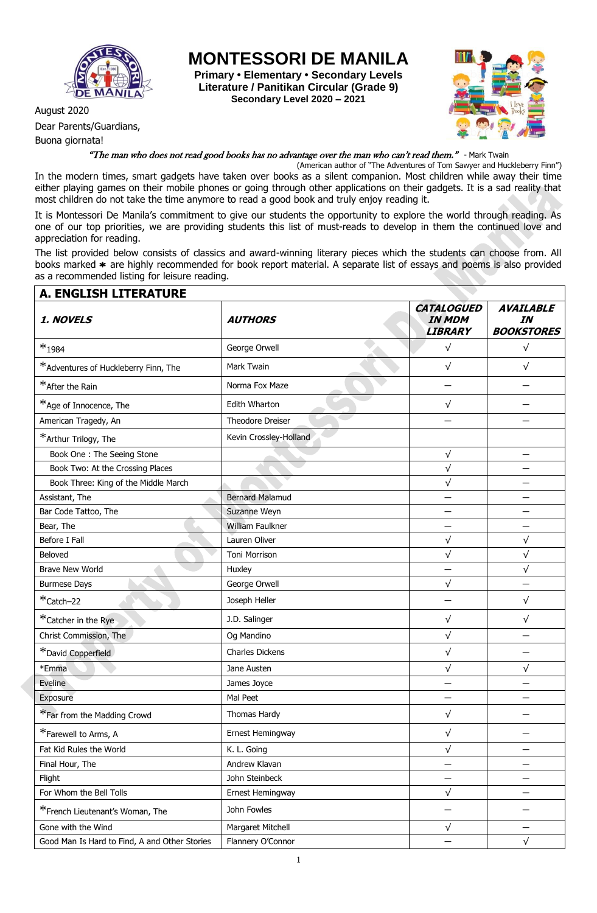# MONTESSORI DE MANILA

**Primary • Elementary • Secondary Levels**
**Literature / Panitikan Circular (Grade 9)**
**Secondary Level 2020 – 2021**

August 2020

Dear Parents/Guardians,

Buona giornata!

*"The man who does not read good books has no advantage over the man who can't read them."* - Mark Twain
(American author of "The Adventures of Tom Sawyer and Huckleberry Finn")

In the modern times, smart gadgets have taken over books as a silent companion. Most children while away their time either playing games on their mobile phones or going through other applications on their gadgets. It is a sad reality that most children do not take the time anymore to read a good book and truly enjoy reading it.

It is Montessori De Manila's commitment to give our students the opportunity to explore the world through reading. As one of our top priorities, we are providing students this list of must-reads to develop in them the continued love and appreciation for reading.

The list provided below consists of classics and award-winning literary pieces which the students can choose from. All books marked ✱ are highly recommended for book report material. A separate list of essays and poems is also provided as a recommended listing for leisure reading.

## A. ENGLISH LITERATURE

| 1. NOVELS | AUTHORS | CATALOGUED IN MDM LIBRARY | AVAILABLE IN BOOKSTORES |
|---|---|---|---|
| *1984 | George Orwell | √ | √ |
| *Adventures of Huckleberry Finn, The | Mark Twain | √ | √ |
| *After the Rain | Norma Fox Maze | – | – |
| *Age of Innocence, The | Edith Wharton | √ | – |
| American Tragedy, An | Theodore Dreiser | – | – |
| *Arthur Trilogy, The | Kevin Crossley-Holland | | |
| Book One : The Seeing Stone | | √ | – |
| Book Two: At the Crossing Places | | √ | – |
| Book Three: King of the Middle March | | √ | – |
| Assistant, The | Bernard Malamud | – | – |
| Bar Code Tattoo, The | Suzanne Weyn | – | – |
| Bear, The | William Faulkner | – | – |
| Before I Fall | Lauren Oliver | √ | √ |
| Beloved | Toni Morrison | √ | √ |
| Brave New World | Huxley | – | √ |
| Burmese Days | George Orwell | √ | – |
| *Catch–22 | Joseph Heller | – | √ |
| *Catcher in the Rye | J.D. Salinger | √ | √ |
| Christ Commission, The | Og Mandino | √ | – |
| *David Copperfield | Charles Dickens | √ | – |
| *Emma | Jane Austen | √ | √ |
| Eveline | James Joyce | – | – |
| Exposure | Mal Peet | – | – |
| *Far from the Madding Crowd | Thomas Hardy | √ | – |
| *Farewell to Arms, A | Ernest Hemingway | √ | – |
| Fat Kid Rules the World | K. L. Going | √ | – |
| Final Hour, The | Andrew Klavan | – | – |
| Flight | John Steinbeck | – | – |
| For Whom the Bell Tolls | Ernest Hemingway | √ | – |
| *French Lieutenant's Woman, The | John Fowles | – | – |
| Gone with the Wind | Margaret Mitchell | √ | – |
| Good Man Is Hard to Find, A and Other Stories | Flannery O'Connor | – | √ |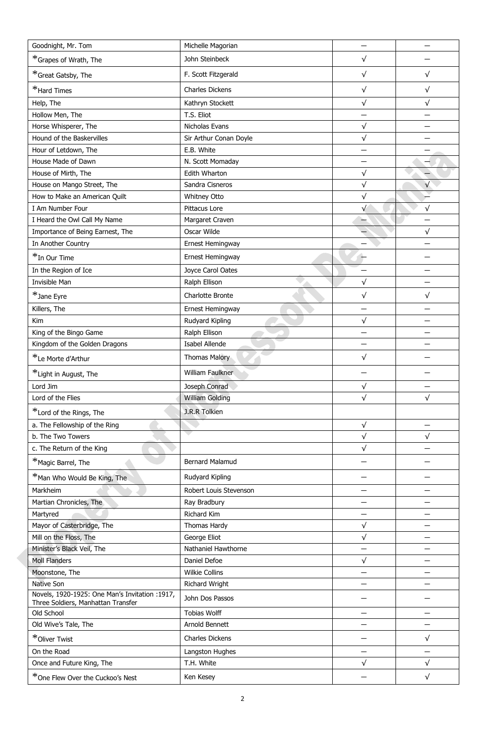| | | | |
|---|---|---|---|
| Goodnight, Mr. Tom | Michelle Magorian | — | — |
| *Grapes of Wrath, The | John Steinbeck | √ | — |
| *Great Gatsby, The | F. Scott Fitzgerald | √ | √ |
| *Hard Times | Charles Dickens | √ | √ |
| Help, The | Kathryn Stockett | √ | √ |
| Hollow Men, The | T.S. Eliot | — | — |
| Horse Whisperer, The | Nicholas Evans | √ | — |
| Hound of the Baskervilles | Sir Arthur Conan Doyle | √ | — |
| Hour of Letdown, The | E.B. White | — | — |
| House Made of Dawn | N. Scott Momaday | — | — |
| House of Mirth, The | Edith Wharton | √ | — |
| House on Mango Street, The | Sandra Cisneros | √ | √ |
| How to Make an American Quilt | Whitney Otto | √ | — |
| I Am Number Four | Pittacus Lore | √ | √ |
| I Heard the Owl Call My Name | Margaret Craven | — | — |
| Importance of Being Earnest, The | Oscar Wilde | — | √ |
| In Another Country | Ernest Hemingway | — | — |
| *In Our Time | Ernest Hemingway | — | — |
| In the Region of Ice | Joyce Carol Oates | — | — |
| Invisible Man | Ralph Ellison | √ | — |
| *Jane Eyre | Charlotte Bronte | √ | √ |
| Killers, The | Ernest Hemingway | — | — |
| Kim | Rudyard Kipling | √ | — |
| King of the Bingo Game | Ralph Ellison | — | — |
| Kingdom of the Golden Dragons | Isabel Allende | — | — |
| *Le Morte d'Arthur | Thomas Malory | √ | — |
| *Light in August, The | William Faulkner | — | — |
| Lord Jim | Joseph Conrad | √ | — |
| Lord of the Flies | William Golding | √ | √ |
| *Lord of the Rings, The | J.R.R Tolkien | | |
| a. The Fellowship of the Ring | | √ | — |
| b. The Two Towers | | √ | √ |
| c. The Return of the King | | √ | — |
| *Magic Barrel, The | Bernard Malamud | — | — |
| *Man Who Would Be King, The | Rudyard Kipling | — | — |
| Markheim | Robert Louis Stevenson | — | — |
| Martian Chronicles, The | Ray Bradbury | — | — |
| Martyred | Richard Kim | — | — |
| Mayor of Casterbridge, The | Thomas Hardy | √ | — |
| Mill on the Floss, The | George Eliot | √ | — |
| Minister's Black Veil, The | Nathaniel Hawthorne | — | — |
| Moll Flanders | Daniel Defoe | √ | — |
| Moonstone, The | Wilkie Collins | — | — |
| Native Son | Richard Wright | — | — |
| Novels, 1920-1925: One Man's Invitation :1917, Three Soldiers, Manhattan Transfer | John Dos Passos | — | — |
| Old School | Tobias Wolff | — | — |
| Old Wive's Tale, The | Arnold Bennett | — | — |
| *Oliver Twist | Charles Dickens | — | √ |
| On the Road | Langston Hughes | — | — |
| Once and Future King, The | T.H. White | √ | √ |
| *One Flew Over the Cuckoo's Nest | Ken Kesey | — | √ |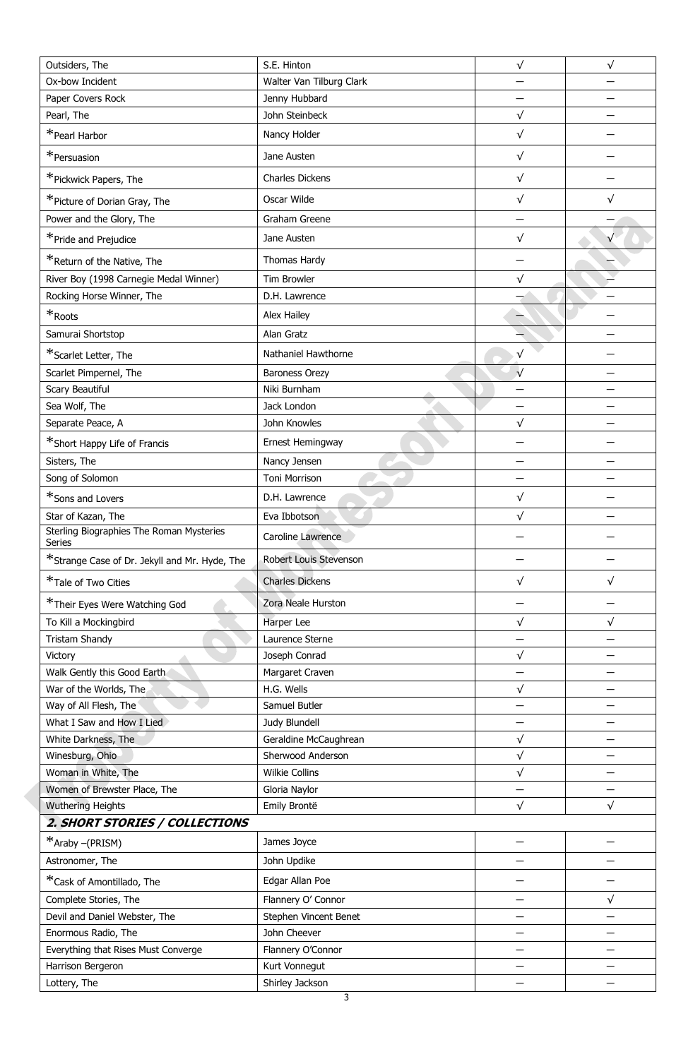| | | | |
|---|---|---|---|
| Outsiders, The | S.E. Hinton | √ | √ |
| Ox-bow Incident | Walter Van Tilburg Clark | — | — |
| Paper Covers Rock | Jenny Hubbard | — | — |
| Pearl, The | John Steinbeck | √ | — |
| *Pearl Harbor | Nancy Holder | √ | — |
| *Persuasion | Jane Austen | √ | — |
| *Pickwick Papers, The | Charles Dickens | √ | — |
| *Picture of Dorian Gray, The | Oscar Wilde | √ | √ |
| Power and the Glory, The | Graham Greene | — | — |
| *Pride and Prejudice | Jane Austen | √ | √ |
| *Return of the Native, The | Thomas Hardy | — | — |
| River Boy (1998 Carnegie Medal Winner) | Tim Browler | √ | — |
| Rocking Horse Winner, The | D.H. Lawrence | — | — |
| *Roots | Alex Hailey | — | — |
| Samurai Shortstop | Alan Gratz | — | — |
| *Scarlet Letter, The | Nathaniel Hawthorne | √ | — |
| Scarlet Pimpernel, The | Baroness Orezy | √ | — |
| Scary Beautiful | Niki Burnham | — | — |
| Sea Wolf, The | Jack London | — | — |
| Separate Peace, A | John Knowles | √ | — |
| *Short Happy Life of Francis | Ernest Hemingway | — | — |
| Sisters, The | Nancy Jensen | — | — |
| Song of Solomon | Toni Morrison | — | — |
| *Sons and Lovers | D.H. Lawrence | √ | — |
| Star of Kazan, The | Eva Ibbotson | √ | — |
| Sterling Biographies The Roman Mysteries Series | Caroline Lawrence | — | — |
| *Strange Case of Dr. Jekyll and Mr. Hyde, The | Robert Louis Stevenson | — | — |
| *Tale of Two Cities | Charles Dickens | √ | √ |
| *Their Eyes Were Watching God | Zora Neale Hurston | — | — |
| To Kill a Mockingbird | Harper Lee | √ | √ |
| Tristam Shandy | Laurence Sterne | — | — |
| Victory | Joseph Conrad | √ | — |
| Walk Gently this Good Earth | Margaret Craven | — | — |
| War of the Worlds, The | H.G. Wells | √ | — |
| Way of All Flesh, The | Samuel Butler | — | — |
| What I Saw and How I Lied | Judy Blundell | — | — |
| White Darkness, The | Geraldine McCaughrean | √ | — |
| Winesburg, Ohio | Sherwood Anderson | √ | — |
| Woman in White, The | Wilkie Collins | √ | — |
| Women of Brewster Place, The | Gloria Naylor | — | — |
| Wuthering Heights | Emily Brontë | √ | √ |
| ***2. SHORT STORIES / COLLECTIONS*** | | | |
| *Araby –(PRISM) | James Joyce | — | — |
| Astronomer, The | John Updike | — | — |
| *Cask of Amontillado, The | Edgar Allan Poe | — | — |
| Complete Stories, The | Flannery O' Connor | — | √ |
| Devil and Daniel Webster, The | Stephen Vincent Benet | — | — |
| Enormous Radio, The | John Cheever | — | — |
| Everything that Rises Must Converge | Flannery O'Connor | — | — |
| Harrison Bergeron | Kurt Vonnegut | — | — |
| Lottery, The | Shirley Jackson | — | — |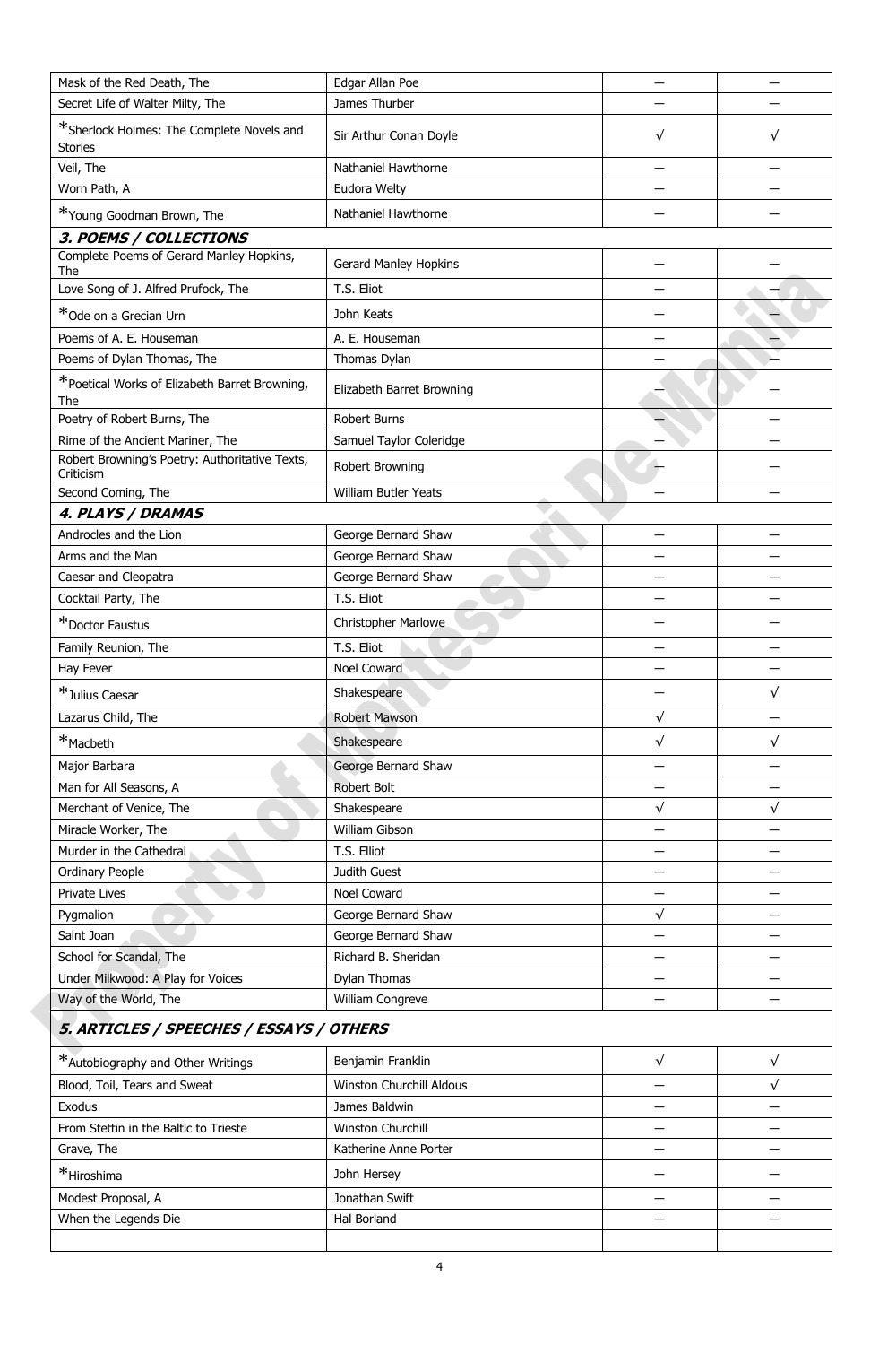| | | | |
|---|---|---|---|
| Mask of the Red Death, The | Edgar Allan Poe | — | — |
| Secret Life of Walter Milty, The | James Thurber | — | — |
| *Sherlock Holmes: The Complete Novels and Stories | Sir Arthur Conan Doyle | √ | √ |
| Veil, The | Nathaniel Hawthorne | — | — |
| Worn Path, A | Eudora Welty | — | — |
| *Young Goodman Brown, The | Nathaniel Hawthorne | — | — |
| ***3. POEMS / COLLECTIONS*** | | | |
| Complete Poems of Gerard Manley Hopkins, The | Gerard Manley Hopkins | — | — |
| Love Song of J. Alfred Prufock, The | T.S. Eliot | — | — |
| *Ode on a Grecian Urn | John Keats | — | — |
| Poems of A. E. Houseman | A. E. Houseman | — | — |
| Poems of Dylan Thomas, The | Thomas Dylan | — | — |
| *Poetical Works of Elizabeth Barret Browning, The | Elizabeth Barret Browning | — | — |
| Poetry of Robert Burns, The | Robert Burns | — | — |
| Rime of the Ancient Mariner, The | Samuel Taylor Coleridge | — | — |
| Robert Browning's Poetry: Authoritative Texts, Criticism | Robert Browning | — | — |
| Second Coming, The | William Butler Yeats | — | — |
| ***4. PLAYS / DRAMAS*** | | | |
| Androcles and the Lion | George Bernard Shaw | — | — |
| Arms and the Man | George Bernard Shaw | — | — |
| Caesar and Cleopatra | George Bernard Shaw | — | — |
| Cocktail Party, The | T.S. Eliot | — | — |
| *Doctor Faustus | Christopher Marlowe | — | — |
| Family Reunion, The | T.S. Eliot | — | — |
| Hay Fever | Noel Coward | — | — |
| *Julius Caesar | Shakespeare | — | √ |
| Lazarus Child, The | Robert Mawson | √ | — |
| *Macbeth | Shakespeare | √ | √ |
| Major Barbara | George Bernard Shaw | — | — |
| Man for All Seasons, A | Robert Bolt | — | — |
| Merchant of Venice, The | Shakespeare | √ | √ |
| Miracle Worker, The | William Gibson | — | — |
| Murder in the Cathedral | T.S. Elliot | — | — |
| Ordinary People | Judith Guest | — | — |
| Private Lives | Noel Coward | — | — |
| Pygmalion | George Bernard Shaw | √ | — |
| Saint Joan | George Bernard Shaw | — | — |
| School for Scandal, The | Richard B. Sheridan | — | — |
| Under Milkwood: A Play for Voices | Dylan Thomas | — | — |
| Way of the World, The | William Congreve | — | — |
| ***5. ARTICLES / SPEECHES / ESSAYS / OTHERS*** | | | |
| *Autobiography and Other Writings | Benjamin Franklin | √ | √ |
| Blood, Toil, Tears and Sweat | Winston Churchill Aldous | — | √ |
| Exodus | James Baldwin | — | — |
| From Stettin in the Baltic to Trieste | Winston Churchill | — | — |
| Grave, The | Katherine Anne Porter | — | — |
| *Hiroshima | John Hersey | — | — |
| Modest Proposal, A | Jonathan Swift | — | — |
| When the Legends Die | Hal Borland | — | — |
| | | | |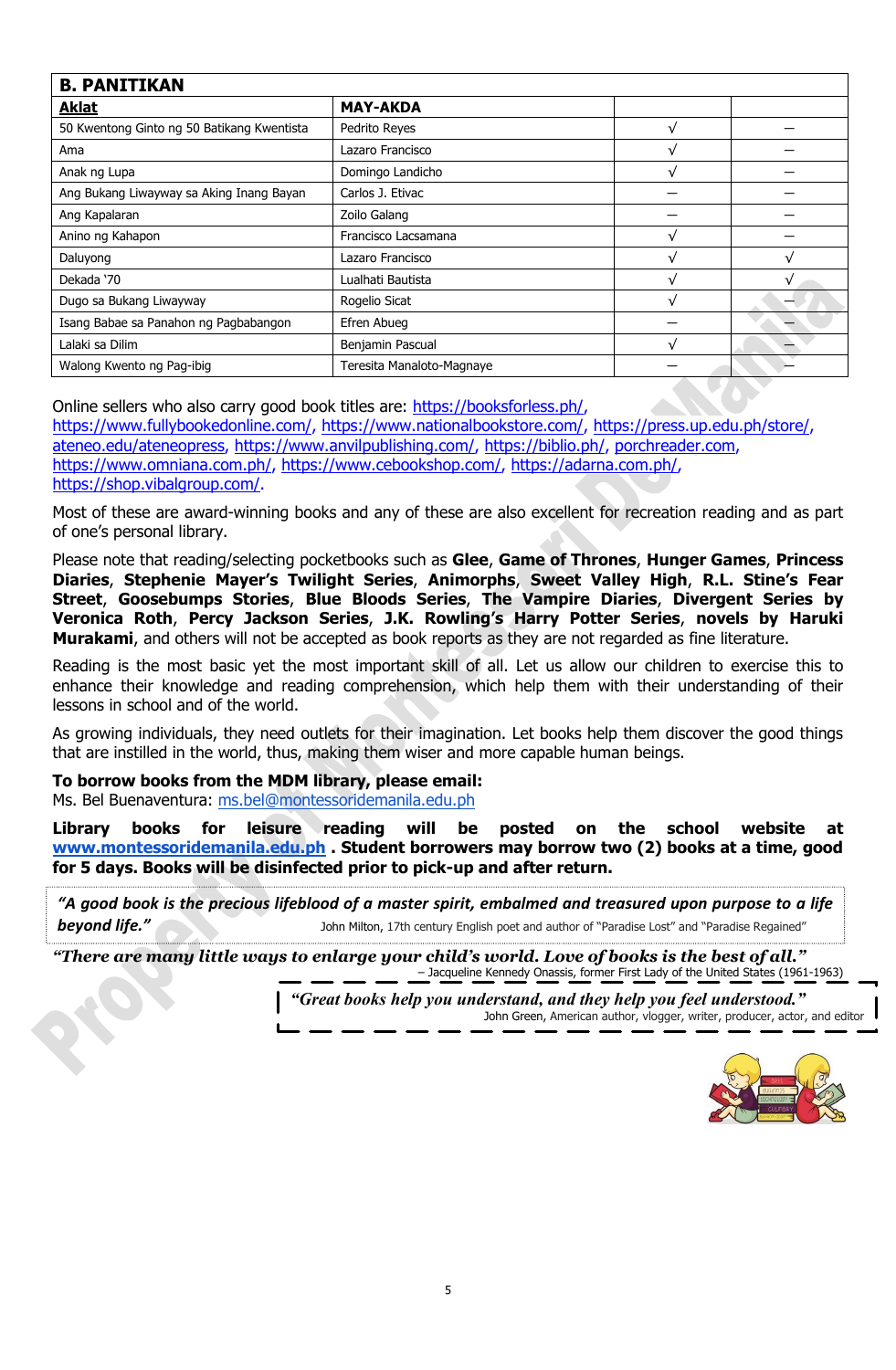| **B. PANITIKAN** | | | |
|---|---|---|---|
| **Aklat** | **MAY-AKDA** | | |
| 50 Kwentong Ginto ng 50 Batikang Kwentista | Pedrito Reyes | √ | — |
| Ama | Lazaro Francisco | √ | — |
| Anak ng Lupa | Domingo Landicho | √ | — |
| Ang Bukang Liwayway sa Aking Inang Bayan | Carlos J. Etivac | — | — |
| Ang Kapalaran | Zoilo Galang | — | — |
| Anino ng Kahapon | Francisco Lacsamana | √ | — |
| Daluyong | Lazaro Francisco | √ | √ |
| Dekada '70 | Lualhati Bautista | √ | √ |
| Dugo sa Bukang Liwayway | Rogelio Sicat | √ | — |
| Isang Babae sa Panahon ng Pagbabangon | Efren Abueg | — | — |
| Lalaki sa Dilim | Benjamin Pascual | √ | — |
| Walong Kwento ng Pag-ibig | Teresita Manaloto-Magnaye | — | — |

Online sellers who also carry good book titles are: https://booksforless.ph/, https://www.fullybookedonline.com/, https://www.nationalbookstore.com/, https://press.up.edu.ph/store/, ateneo.edu/ateneopress, https://www.anvilpublishing.com/, https://biblio.ph/, porchreader.com, https://www.omniana.com.ph/, https://www.cebookshop.com/, https://adarna.com.ph/, https://shop.vibalgroup.com/.

Most of these are award-winning books and any of these are also excellent for recreation reading and as part of one's personal library.

Please note that reading/selecting pocketbooks such as **Glee**, **Game of Thrones**, **Hunger Games**, **Princess Diaries**, **Stephenie Mayer's Twilight Series**, **Animorphs**, **Sweet Valley High**, **R.L. Stine's Fear Street**, **Goosebumps Stories**, **Blue Bloods Series**, **The Vampire Diaries**, **Divergent Series by Veronica Roth**, **Percy Jackson Series**, **J.K. Rowling's Harry Potter Series**, **novels by Haruki Murakami**, and others will not be accepted as book reports as they are not regarded as fine literature.

Reading is the most basic yet the most important skill of all. Let us allow our children to exercise this to enhance their knowledge and reading comprehension, which help them with their understanding of their lessons in school and of the world.

As growing individuals, they need outlets for their imagination. Let books help them discover the good things that are instilled in the world, thus, making them wiser and more capable human beings.

**To borrow books from the MDM library, please email:**
Ms. Bel Buenaventura: ms.bel@montessoridemanila.edu.ph

**Library books for leisure reading will be posted on the school website at www.montessoridemanila.edu.ph . Student borrowers may borrow two (2) books at a time, good for 5 days. Books will be disinfected prior to pick-up and after return.**

***"A good book is the precious lifeblood of a master spirit, embalmed and treasured upon purpose to a life beyond life."*** John Milton, 17th century English poet and author of "Paradise Lost" and "Paradise Regained"

***"There are many little ways to enlarge your child's world. Love of books is the best of all."*** – Jacqueline Kennedy Onassis, former First Lady of the United States (1961-1963)

***"Great books help you understand, and they help you feel understood."*** John Green, American author, vlogger, writer, producer, actor, and editor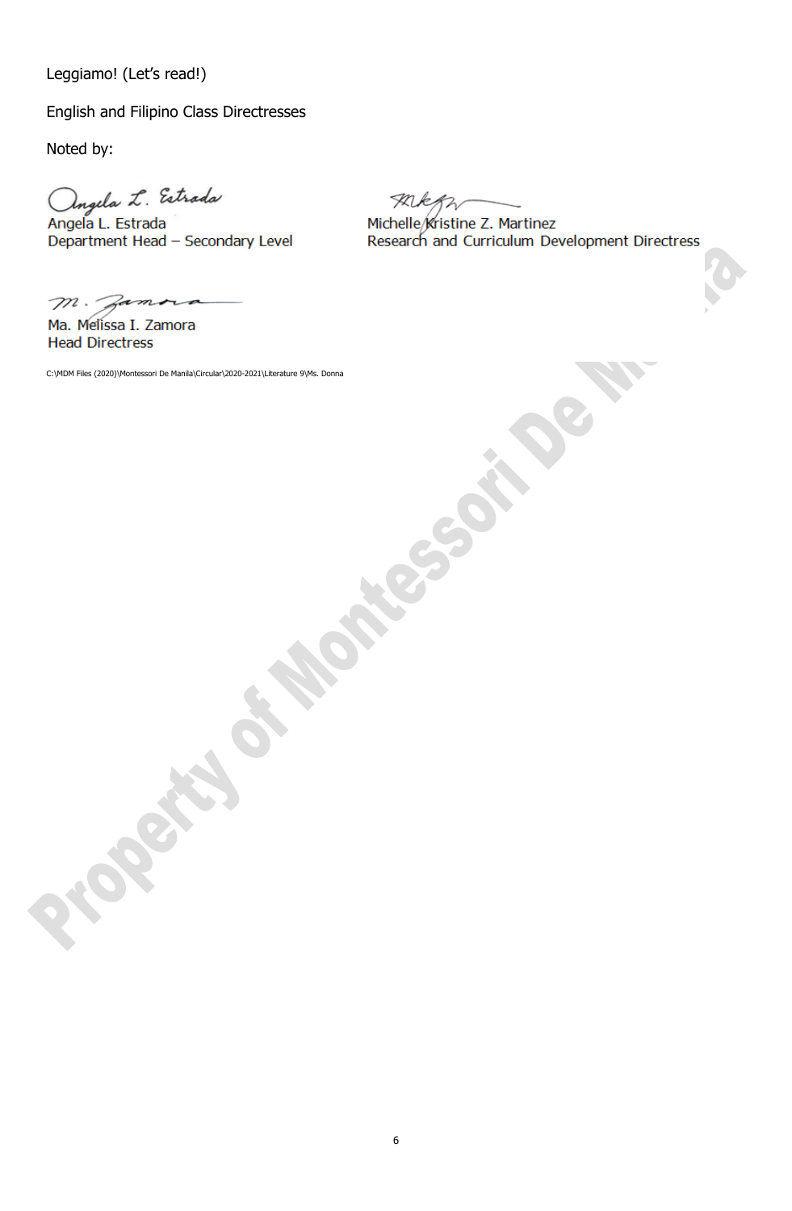Leggiamo! (Let's read!)

English and Filipino Class Directresses

Noted by:

Angela L. Estrada
Department Head – Secondary Level

Michelle Kristine Z. Martinez
Research and Curriculum Development Directress

Ma. Melissa I. Zamora
Head Directress

C:\MDM Files (2020)\Montessori De Manila\Circular\2020-2021\Literature 9\Ms. Donna